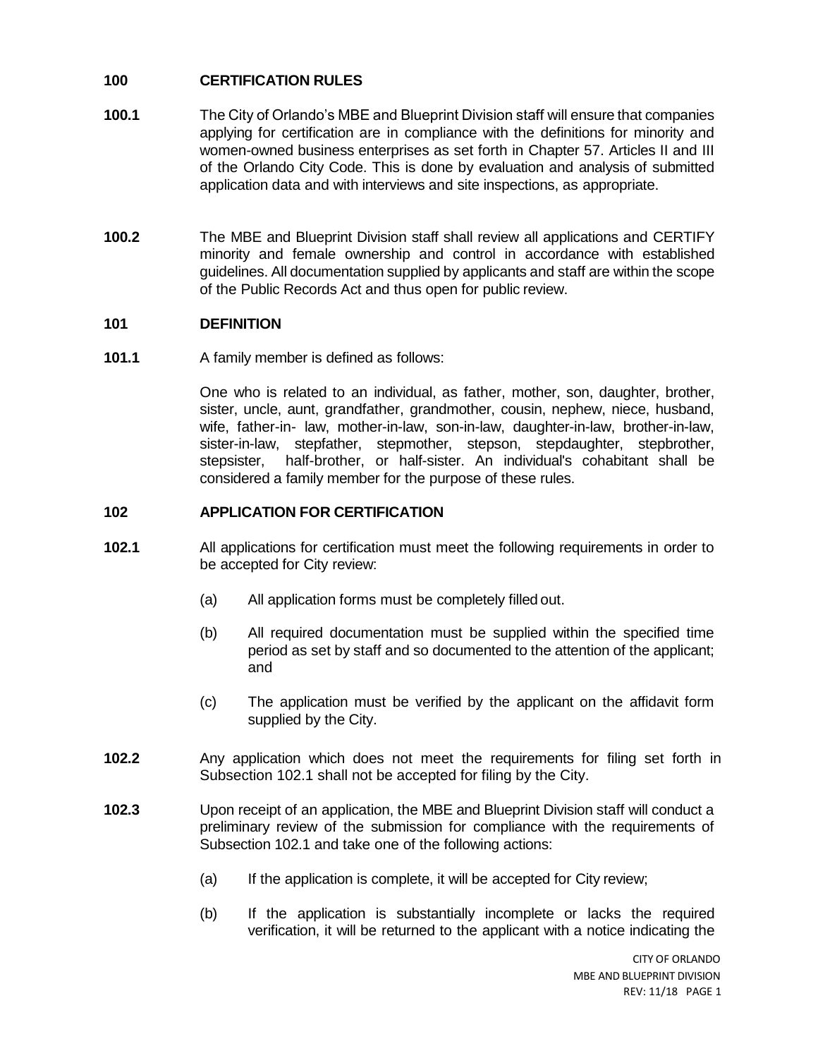## 100 CERTIFICATION RULES

**100.1** The City of Orlando's MBE and Blueprint Division staff will ensure that companies applying for certification are in compliance with the definitions for minority and women-owned business enterprises as set forth in Chapter 57. Articles II and III of the Orlando City Code. This is done by evaluation and analysis of submitted application data and with interviews and site inspections, as appropriate.

**100.2** The MBE and Blueprint Division staff shall review all applications and CERTIFY minority and female ownership and control in accordance with established guidelines. All documentation supplied by applicants and staff are within the scope of the Public Records Act and thus open for public review.

## 101 DEFINITION

**101.1** A family member is defined as follows:

One who is related to an individual, as father, mother, son, daughter, brother, sister, uncle, aunt, grandfather, grandmother, cousin, nephew, niece, husband, wife, father-in- law, mother-in-law, son-in-law, daughter-in-law, brother-in-law, sister-in-law, stepfather, stepmother, stepson, stepdaughter, stepbrother, stepsister, half-brother, or half-sister. An individual's cohabitant shall be considered a family member for the purpose of these rules.

## 102 APPLICATION FOR CERTIFICATION

**102.1** All applications for certification must meet the following requirements in order to be accepted for City review:

(a) All application forms must be completely filled out.

(b) All required documentation must be supplied within the specified time period as set by staff and so documented to the attention of the applicant; and

(c) The application must be verified by the applicant on the affidavit form supplied by the City.

**102.2** Any application which does not meet the requirements for filing set forth in Subsection 102.1 shall not be accepted for filing by the City.

**102.3** Upon receipt of an application, the MBE and Blueprint Division staff will conduct a preliminary review of the submission for compliance with the requirements of Subsection 102.1 and take one of the following actions:

(a) If the application is complete, it will be accepted for City review;

(b) If the application is substantially incomplete or lacks the required verification, it will be returned to the applicant with a notice indicating the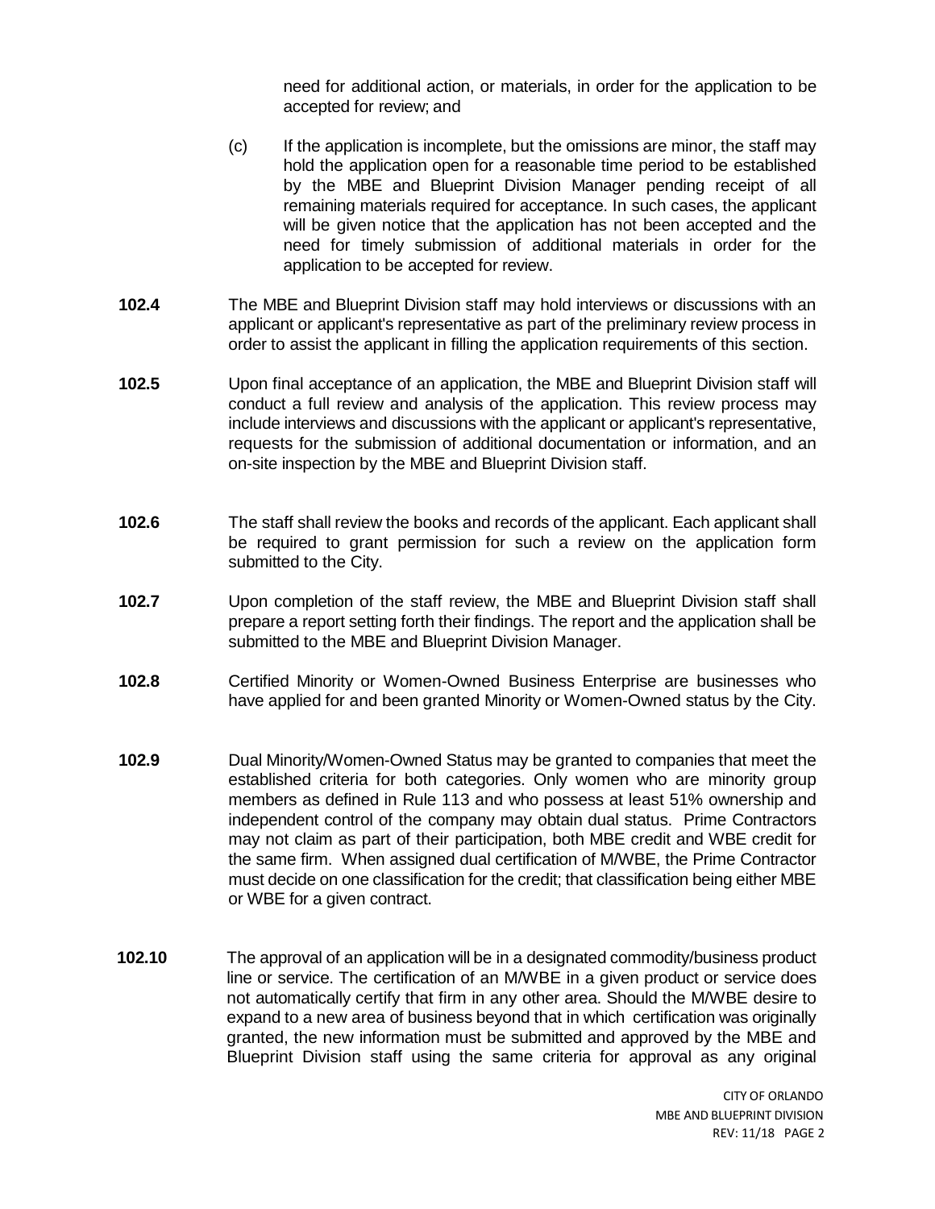need for additional action, or materials, in order for the application to be accepted for review; and

(c) If the application is incomplete, but the omissions are minor, the staff may hold the application open for a reasonable time period to be established by the MBE and Blueprint Division Manager pending receipt of all remaining materials required for acceptance. In such cases, the applicant will be given notice that the application has not been accepted and the need for timely submission of additional materials in order for the application to be accepted for review.

**102.4** The MBE and Blueprint Division staff may hold interviews or discussions with an applicant or applicant's representative as part of the preliminary review process in order to assist the applicant in filling the application requirements of this section.

**102.5** Upon final acceptance of an application, the MBE and Blueprint Division staff will conduct a full review and analysis of the application. This review process may include interviews and discussions with the applicant or applicant's representative, requests for the submission of additional documentation or information, and an on-site inspection by the MBE and Blueprint Division staff.

**102.6** The staff shall review the books and records of the applicant. Each applicant shall be required to grant permission for such a review on the application form submitted to the City.

**102.7** Upon completion of the staff review, the MBE and Blueprint Division staff shall prepare a report setting forth their findings. The report and the application shall be submitted to the MBE and Blueprint Division Manager.

**102.8** Certified Minority or Women-Owned Business Enterprise are businesses who have applied for and been granted Minority or Women-Owned status by the City.

**102.9** Dual Minority/Women-Owned Status may be granted to companies that meet the established criteria for both categories. Only women who are minority group members as defined in Rule 113 and who possess at least 51% ownership and independent control of the company may obtain dual status. Prime Contractors may not claim as part of their participation, both MBE credit and WBE credit for the same firm. When assigned dual certification of M/WBE, the Prime Contractor must decide on one classification for the credit; that classification being either MBE or WBE for a given contract.

**102.10** The approval of an application will be in a designated commodity/business product line or service. The certification of an M/WBE in a given product or service does not automatically certify that firm in any other area. Should the M/WBE desire to expand to a new area of business beyond that in which certification was originally granted, the new information must be submitted and approved by the MBE and Blueprint Division staff using the same criteria for approval as any original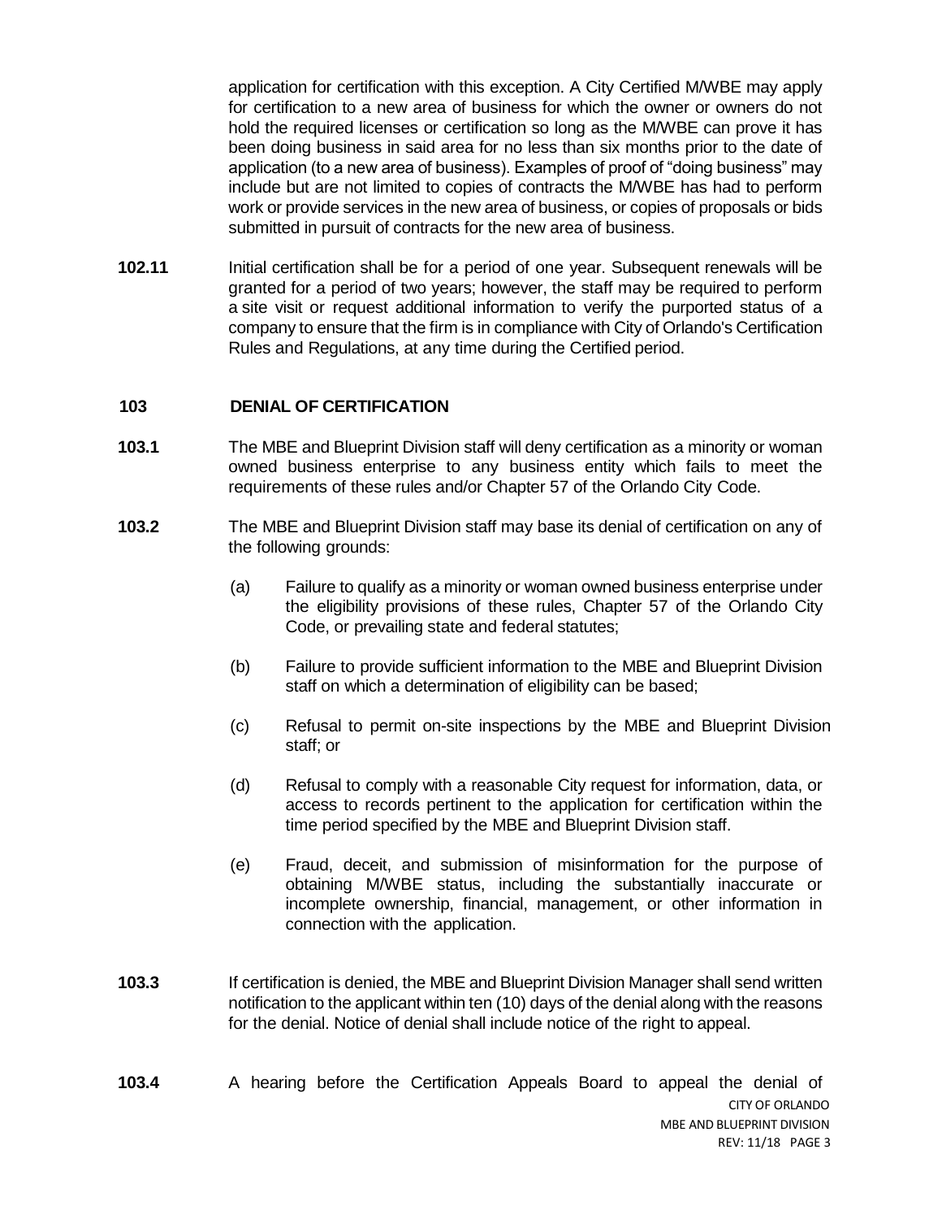application for certification with this exception. A City Certified M/WBE may apply for certification to a new area of business for which the owner or owners do not hold the required licenses or certification so long as the M/WBE can prove it has been doing business in said area for no less than six months prior to the date of application (to a new area of business). Examples of proof of "doing business" may include but are not limited to copies of contracts the M/WBE has had to perform work or provide services in the new area of business, or copies of proposals or bids submitted in pursuit of contracts for the new area of business.

**102.11** Initial certification shall be for a period of one year. Subsequent renewals will be granted for a period of two years; however, the staff may be required to perform a site visit or request additional information to verify the purported status of a company to ensure that the firm is in compliance with City of Orlando's Certification Rules and Regulations, at any time during the Certified period.

## 103 DENIAL OF CERTIFICATION

**103.1** The MBE and Blueprint Division staff will deny certification as a minority or woman owned business enterprise to any business entity which fails to meet the requirements of these rules and/or Chapter 57 of the Orlando City Code.

**103.2** The MBE and Blueprint Division staff may base its denial of certification on any of the following grounds:

(a) Failure to qualify as a minority or woman owned business enterprise under the eligibility provisions of these rules, Chapter 57 of the Orlando City Code, or prevailing state and federal statutes;

(b) Failure to provide sufficient information to the MBE and Blueprint Division staff on which a determination of eligibility can be based;

(c) Refusal to permit on-site inspections by the MBE and Blueprint Division staff; or

(d) Refusal to comply with a reasonable City request for information, data, or access to records pertinent to the application for certification within the time period specified by the MBE and Blueprint Division staff.

(e) Fraud, deceit, and submission of misinformation for the purpose of obtaining M/WBE status, including the substantially inaccurate or incomplete ownership, financial, management, or other information in connection with the application.

**103.3** If certification is denied, the MBE and Blueprint Division Manager shall send written notification to the applicant within ten (10) days of the denial along with the reasons for the denial. Notice of denial shall include notice of the right to appeal.

**103.4** A hearing before the Certification Appeals Board to appeal the denial of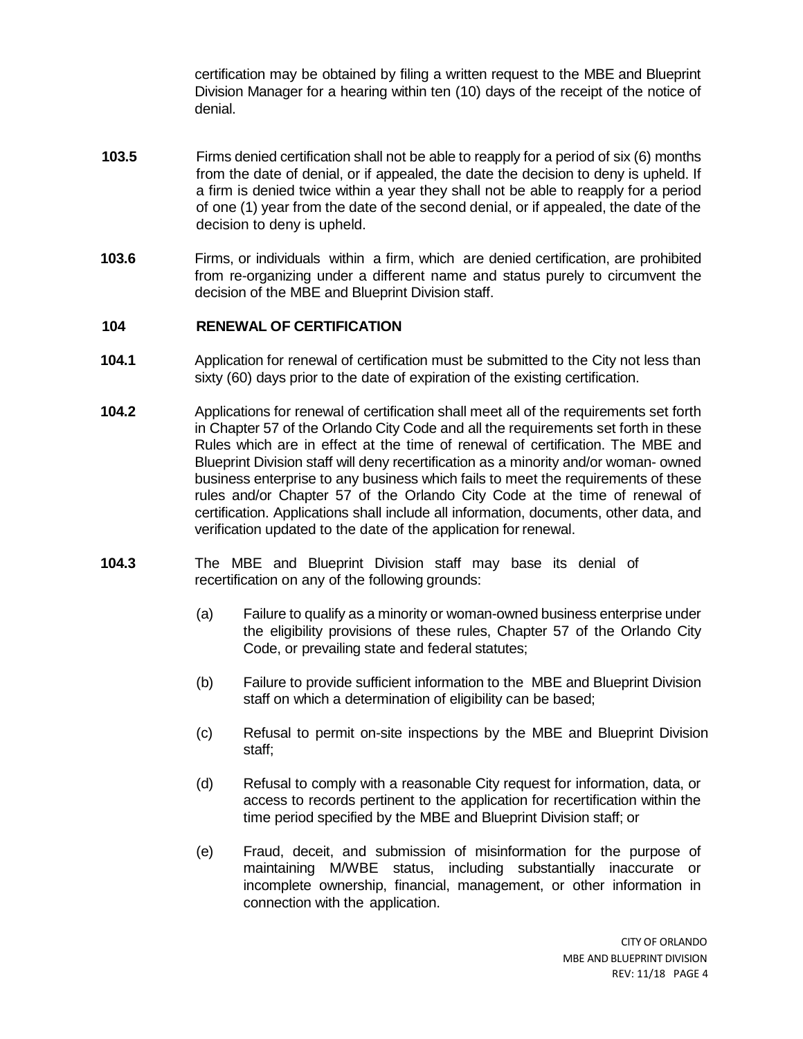certification may be obtained by filing a written request to the MBE and Blueprint Division Manager for a hearing within ten (10) days of the receipt of the notice of denial.

**103.5** Firms denied certification shall not be able to reapply for a period of six (6) months from the date of denial, or if appealed, the date the decision to deny is upheld. If a firm is denied twice within a year they shall not be able to reapply for a period of one (1) year from the date of the second denial, or if appealed, the date of the decision to deny is upheld.

**103.6** Firms, or individuals within a firm, which are denied certification, are prohibited from re-organizing under a different name and status purely to circumvent the decision of the MBE and Blueprint Division staff.

## 104 RENEWAL OF CERTIFICATION

**104.1** Application for renewal of certification must be submitted to the City not less than sixty (60) days prior to the date of expiration of the existing certification.

**104.2** Applications for renewal of certification shall meet all of the requirements set forth in Chapter 57 of the Orlando City Code and all the requirements set forth in these Rules which are in effect at the time of renewal of certification. The MBE and Blueprint Division staff will deny recertification as a minority and/or woman- owned business enterprise to any business which fails to meet the requirements of these rules and/or Chapter 57 of the Orlando City Code at the time of renewal of certification. Applications shall include all information, documents, other data, and verification updated to the date of the application for renewal.

**104.3** The MBE and Blueprint Division staff may base its denial of recertification on any of the following grounds:

(a) Failure to qualify as a minority or woman-owned business enterprise under the eligibility provisions of these rules, Chapter 57 of the Orlando City Code, or prevailing state and federal statutes;

(b) Failure to provide sufficient information to the MBE and Blueprint Division staff on which a determination of eligibility can be based;

(c) Refusal to permit on-site inspections by the MBE and Blueprint Division staff;

(d) Refusal to comply with a reasonable City request for information, data, or access to records pertinent to the application for recertification within the time period specified by the MBE and Blueprint Division staff; or

(e) Fraud, deceit, and submission of misinformation for the purpose of maintaining M/WBE status, including substantially inaccurate or incomplete ownership, financial, management, or other information in connection with the application.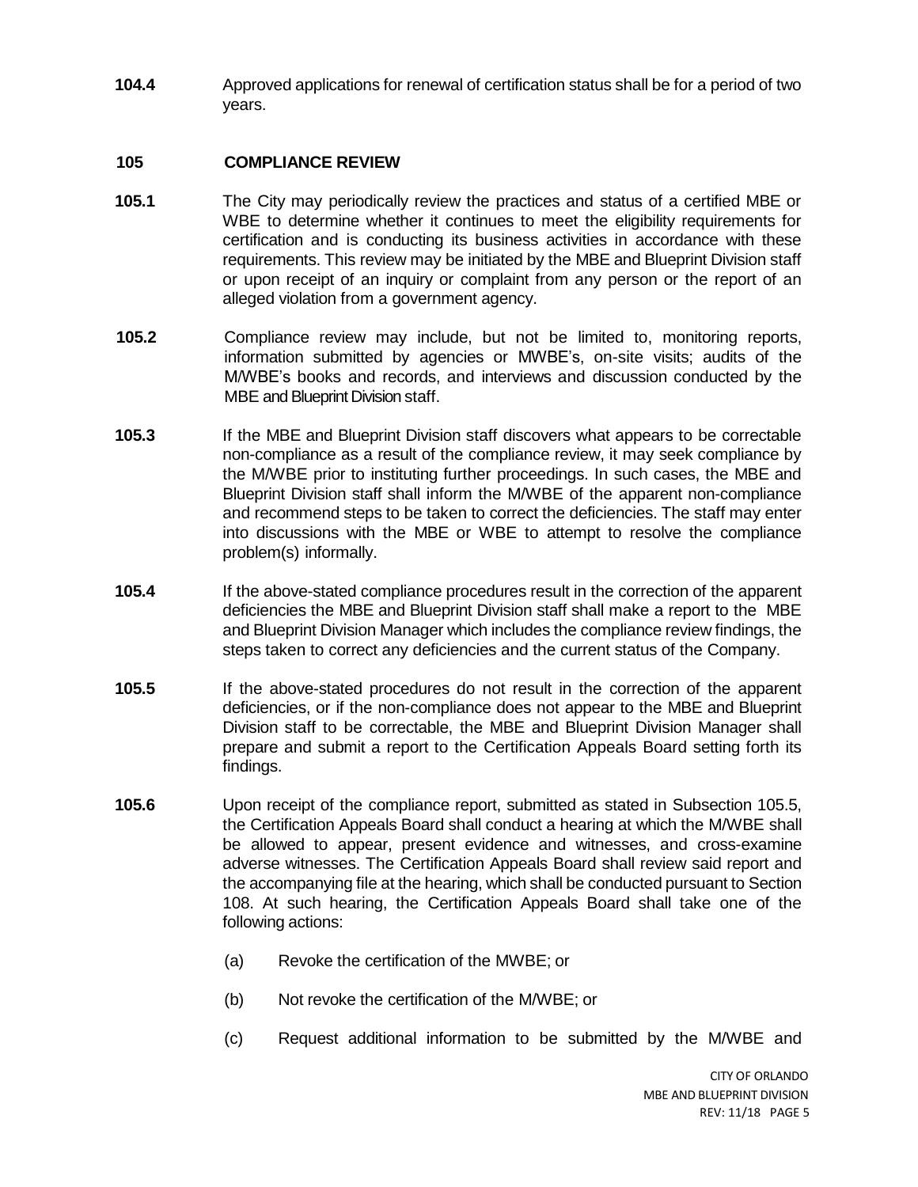**104.4** Approved applications for renewal of certification status shall be for a period of two years.

## 105 COMPLIANCE REVIEW

**105.1** The City may periodically review the practices and status of a certified MBE or WBE to determine whether it continues to meet the eligibility requirements for certification and is conducting its business activities in accordance with these requirements. This review may be initiated by the MBE and Blueprint Division staff or upon receipt of an inquiry or complaint from any person or the report of an alleged violation from a government agency.

**105.2** Compliance review may include, but not be limited to, monitoring reports, information submitted by agencies or MWBE's, on-site visits; audits of the M/WBE's books and records, and interviews and discussion conducted by the MBE and Blueprint Division staff.

**105.3** If the MBE and Blueprint Division staff discovers what appears to be correctable non-compliance as a result of the compliance review, it may seek compliance by the M/WBE prior to instituting further proceedings. In such cases, the MBE and Blueprint Division staff shall inform the M/WBE of the apparent non-compliance and recommend steps to be taken to correct the deficiencies. The staff may enter into discussions with the MBE or WBE to attempt to resolve the compliance problem(s) informally.

**105.4** If the above-stated compliance procedures result in the correction of the apparent deficiencies the MBE and Blueprint Division staff shall make a report to the MBE and Blueprint Division Manager which includes the compliance review findings, the steps taken to correct any deficiencies and the current status of the Company.

**105.5** If the above-stated procedures do not result in the correction of the apparent deficiencies, or if the non-compliance does not appear to the MBE and Blueprint Division staff to be correctable, the MBE and Blueprint Division Manager shall prepare and submit a report to the Certification Appeals Board setting forth its findings.

**105.6** Upon receipt of the compliance report, submitted as stated in Subsection 105.5, the Certification Appeals Board shall conduct a hearing at which the M/WBE shall be allowed to appear, present evidence and witnesses, and cross-examine adverse witnesses. The Certification Appeals Board shall review said report and the accompanying file at the hearing, which shall be conducted pursuant to Section 108. At such hearing, the Certification Appeals Board shall take one of the following actions:

(a) Revoke the certification of the MWBE; or

(b) Not revoke the certification of the M/WBE; or

(c) Request additional information to be submitted by the M/WBE and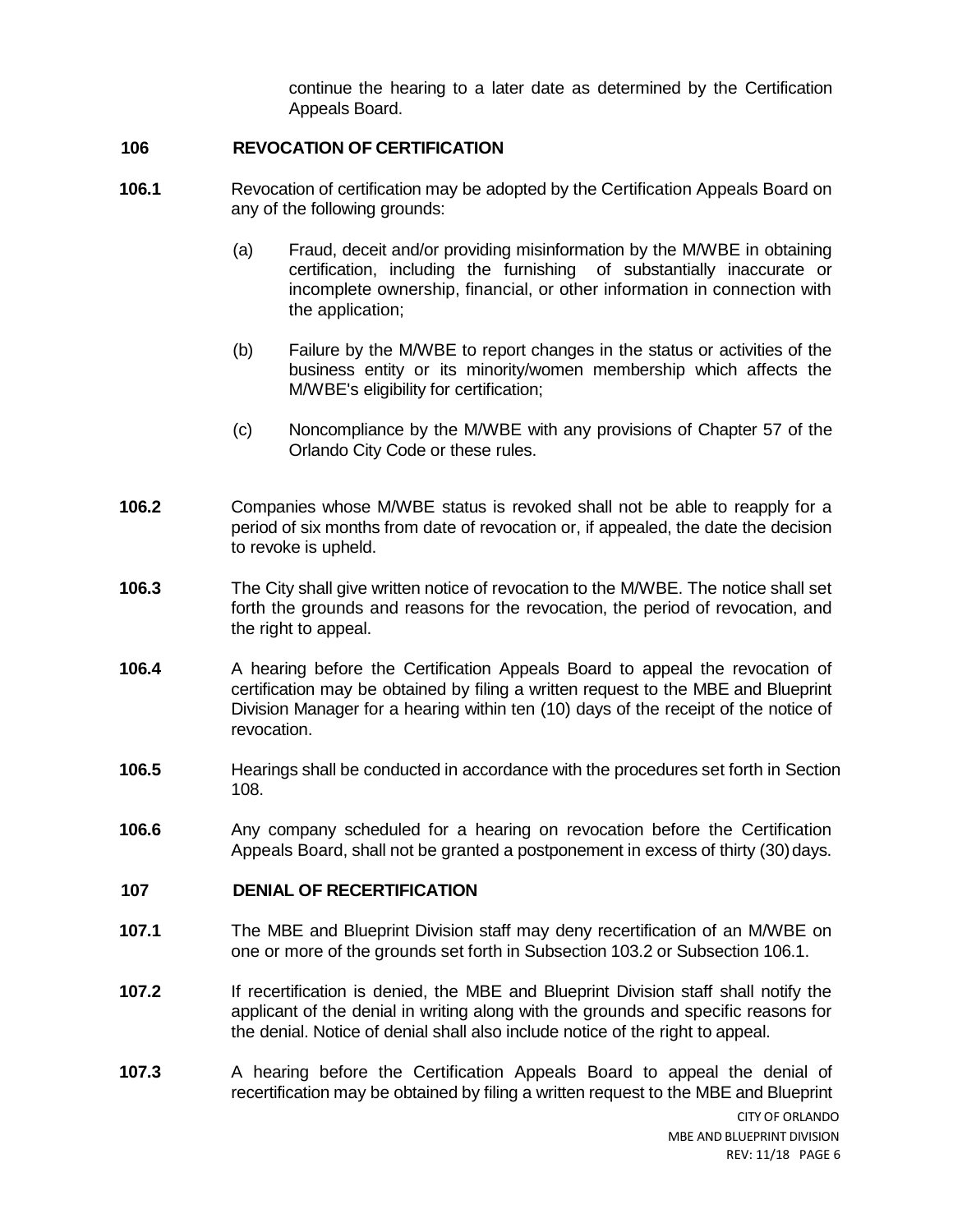continue the hearing to a later date as determined by the Certification Appeals Board.

## 106 REVOCATION OF CERTIFICATION

**106.1** Revocation of certification may be adopted by the Certification Appeals Board on any of the following grounds:

(a) Fraud, deceit and/or providing misinformation by the M/WBE in obtaining certification, including the furnishing of substantially inaccurate or incomplete ownership, financial, or other information in connection with the application;

(b) Failure by the M/WBE to report changes in the status or activities of the business entity or its minority/women membership which affects the M/WBE's eligibility for certification;

(c) Noncompliance by the M/WBE with any provisions of Chapter 57 of the Orlando City Code or these rules.

**106.2** Companies whose M/WBE status is revoked shall not be able to reapply for a period of six months from date of revocation or, if appealed, the date the decision to revoke is upheld.

**106.3** The City shall give written notice of revocation to the M/WBE. The notice shall set forth the grounds and reasons for the revocation, the period of revocation, and the right to appeal.

**106.4** A hearing before the Certification Appeals Board to appeal the revocation of certification may be obtained by filing a written request to the MBE and Blueprint Division Manager for a hearing within ten (10) days of the receipt of the notice of revocation.

**106.5** Hearings shall be conducted in accordance with the procedures set forth in Section 108.

**106.6** Any company scheduled for a hearing on revocation before the Certification Appeals Board, shall not be granted a postponement in excess of thirty (30) days.

## 107 DENIAL OF RECERTIFICATION

**107.1** The MBE and Blueprint Division staff may deny recertification of an M/WBE on one or more of the grounds set forth in Subsection 103.2 or Subsection 106.1.

**107.2** If recertification is denied, the MBE and Blueprint Division staff shall notify the applicant of the denial in writing along with the grounds and specific reasons for the denial. Notice of denial shall also include notice of the right to appeal.

**107.3** A hearing before the Certification Appeals Board to appeal the denial of recertification may be obtained by filing a written request to the MBE and Blueprint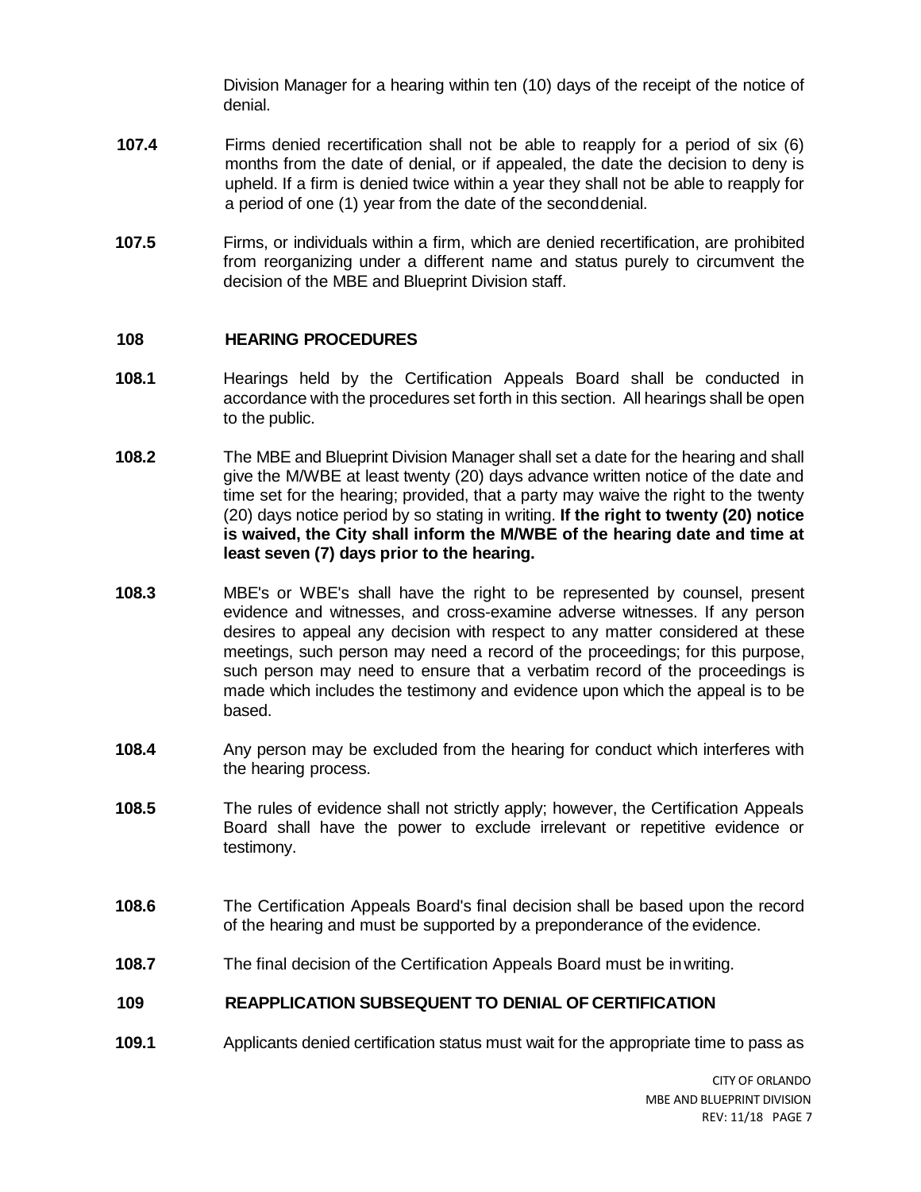Division Manager for a hearing within ten (10) days of the receipt of the notice of denial.

**107.4** Firms denied recertification shall not be able to reapply for a period of six (6) months from the date of denial, or if appealed, the date the decision to deny is upheld. If a firm is denied twice within a year they shall not be able to reapply for a period of one (1) year from the date of the second denial.

**107.5** Firms, or individuals within a firm, which are denied recertification, are prohibited from reorganizing under a different name and status purely to circumvent the decision of the MBE and Blueprint Division staff.

## 108 HEARING PROCEDURES

**108.1** Hearings held by the Certification Appeals Board shall be conducted in accordance with the procedures set forth in this section. All hearings shall be open to the public.

**108.2** The MBE and Blueprint Division Manager shall set a date for the hearing and shall give the M/WBE at least twenty (20) days advance written notice of the date and time set for the hearing; provided, that a party may waive the right to the twenty (20) days notice period by so stating in writing. **If the right to twenty (20) notice is waived, the City shall inform the M/WBE of the hearing date and time at least seven (7) days prior to the hearing.**

**108.3** MBE's or WBE's shall have the right to be represented by counsel, present evidence and witnesses, and cross-examine adverse witnesses. If any person desires to appeal any decision with respect to any matter considered at these meetings, such person may need a record of the proceedings; for this purpose, such person may need to ensure that a verbatim record of the proceedings is made which includes the testimony and evidence upon which the appeal is to be based.

**108.4** Any person may be excluded from the hearing for conduct which interferes with the hearing process.

**108.5** The rules of evidence shall not strictly apply; however, the Certification Appeals Board shall have the power to exclude irrelevant or repetitive evidence or testimony.

**108.6** The Certification Appeals Board's final decision shall be based upon the record of the hearing and must be supported by a preponderance of the evidence.

**108.7** The final decision of the Certification Appeals Board must be in writing.

## 109 REAPPLICATION SUBSEQUENT TO DENIAL OF CERTIFICATION

**109.1** Applicants denied certification status must wait for the appropriate time to pass as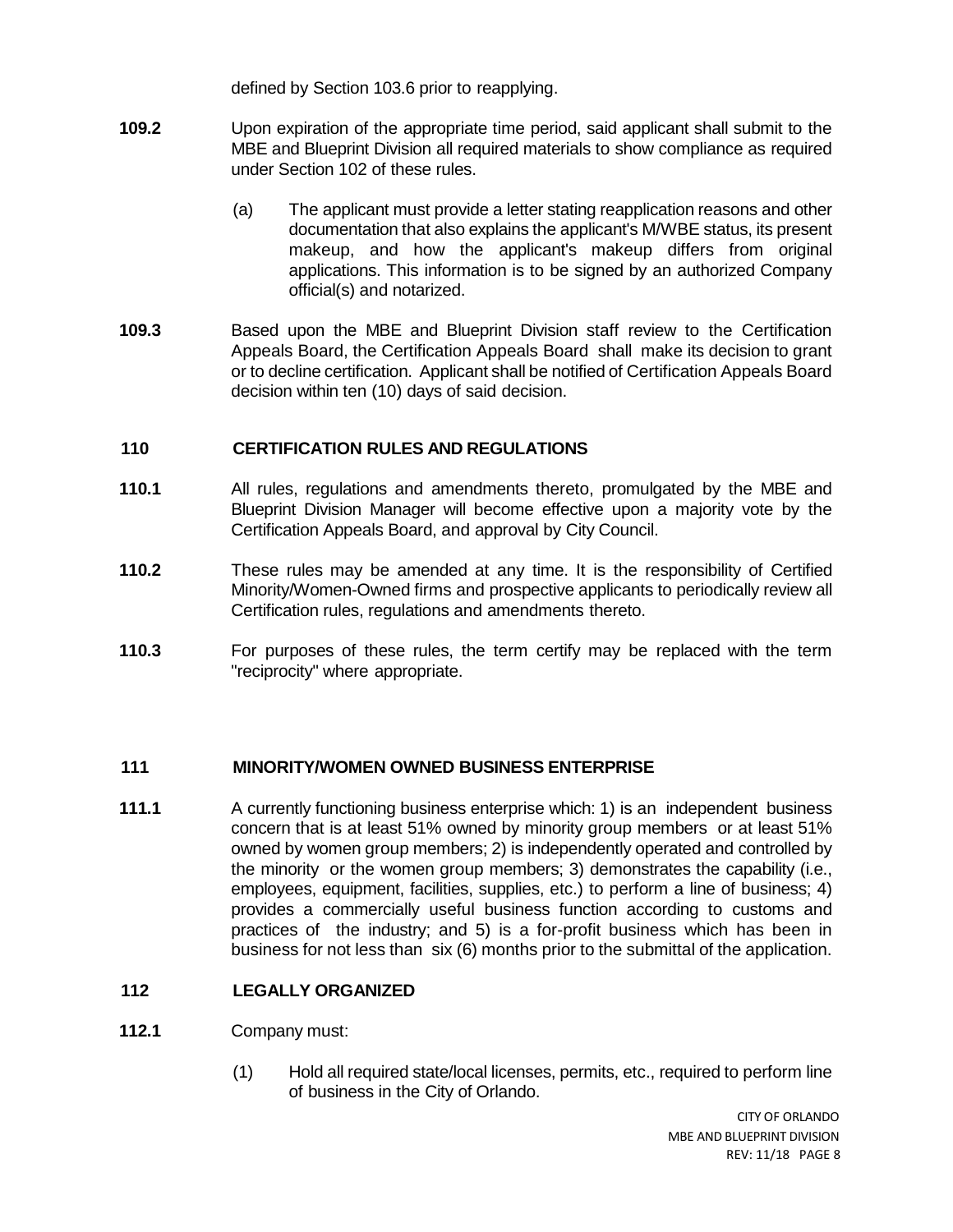defined by Section 103.6 prior to reapplying.

**109.2** Upon expiration of the appropriate time period, said applicant shall submit to the MBE and Blueprint Division all required materials to show compliance as required under Section 102 of these rules.

(a) The applicant must provide a letter stating reapplication reasons and other documentation that also explains the applicant's M/WBE status, its present makeup, and how the applicant's makeup differs from original applications. This information is to be signed by an authorized Company official(s) and notarized.

**109.3** Based upon the MBE and Blueprint Division staff review to the Certification Appeals Board, the Certification Appeals Board shall make its decision to grant or to decline certification. Applicant shall be notified of Certification Appeals Board decision within ten (10) days of said decision.

## 110 CERTIFICATION RULES AND REGULATIONS

**110.1** All rules, regulations and amendments thereto, promulgated by the MBE and Blueprint Division Manager will become effective upon a majority vote by the Certification Appeals Board, and approval by City Council.

**110.2** These rules may be amended at any time. It is the responsibility of Certified Minority/Women-Owned firms and prospective applicants to periodically review all Certification rules, regulations and amendments thereto.

**110.3** For purposes of these rules, the term certify may be replaced with the term "reciprocity" where appropriate.

## 111 MINORITY/WOMEN OWNED BUSINESS ENTERPRISE

**111.1** A currently functioning business enterprise which: 1) is an independent business concern that is at least 51% owned by minority group members or at least 51% owned by women group members; 2) is independently operated and controlled by the minority or the women group members; 3) demonstrates the capability (i.e., employees, equipment, facilities, supplies, etc.) to perform a line of business; 4) provides a commercially useful business function according to customs and practices of the industry; and 5) is a for-profit business which has been in business for not less than six (6) months prior to the submittal of the application.

## 112 LEGALLY ORGANIZED

**112.1** Company must:

(1) Hold all required state/local licenses, permits, etc., required to perform line of business in the City of Orlando.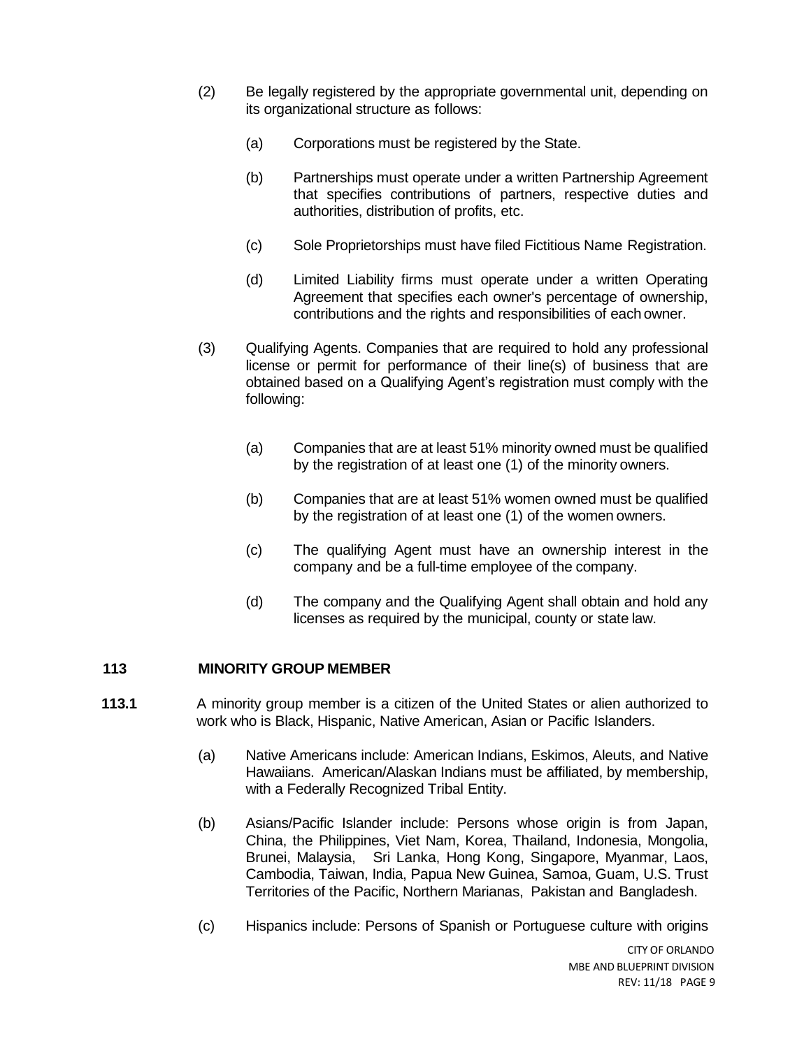(2) Be legally registered by the appropriate governmental unit, depending on its organizational structure as follows:

(a) Corporations must be registered by the State.

(b) Partnerships must operate under a written Partnership Agreement that specifies contributions of partners, respective duties and authorities, distribution of profits, etc.

(c) Sole Proprietorships must have filed Fictitious Name Registration.

(d) Limited Liability firms must operate under a written Operating Agreement that specifies each owner's percentage of ownership, contributions and the rights and responsibilities of each owner.

(3) Qualifying Agents. Companies that are required to hold any professional license or permit for performance of their line(s) of business that are obtained based on a Qualifying Agent's registration must comply with the following:

(a) Companies that are at least 51% minority owned must be qualified by the registration of at least one (1) of the minority owners.

(b) Companies that are at least 51% women owned must be qualified by the registration of at least one (1) of the women owners.

(c) The qualifying Agent must have an ownership interest in the company and be a full-time employee of the company.

(d) The company and the Qualifying Agent shall obtain and hold any licenses as required by the municipal, county or state law.

## 113 MINORITY GROUP MEMBER

**113.1** A minority group member is a citizen of the United States or alien authorized to work who is Black, Hispanic, Native American, Asian or Pacific Islanders.

(a) Native Americans include: American Indians, Eskimos, Aleuts, and Native Hawaiians. American/Alaskan Indians must be affiliated, by membership, with a Federally Recognized Tribal Entity.

(b) Asians/Pacific Islander include: Persons whose origin is from Japan, China, the Philippines, Viet Nam, Korea, Thailand, Indonesia, Mongolia, Brunei, Malaysia, Sri Lanka, Hong Kong, Singapore, Myanmar, Laos, Cambodia, Taiwan, India, Papua New Guinea, Samoa, Guam, U.S. Trust Territories of the Pacific, Northern Marianas, Pakistan and Bangladesh.

(c) Hispanics include: Persons of Spanish or Portuguese culture with origins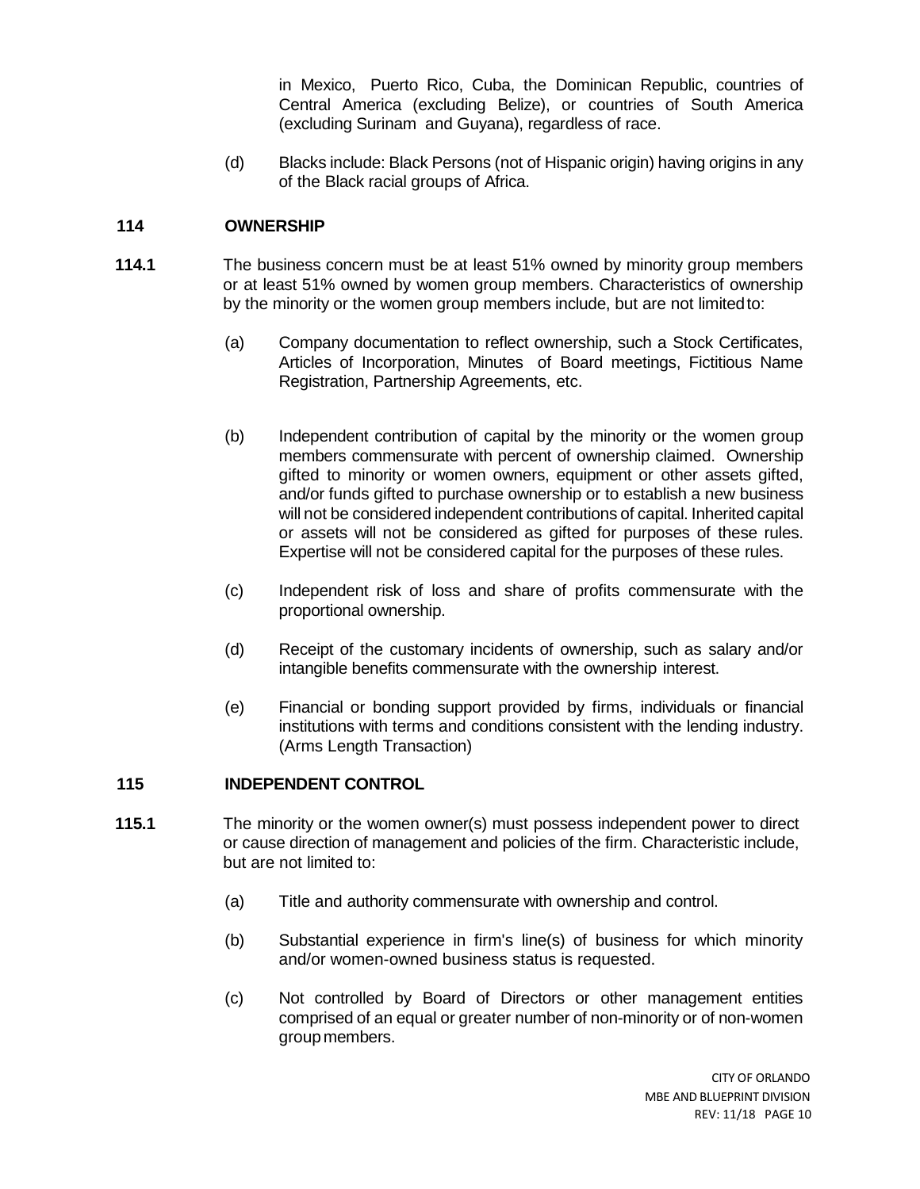in Mexico, Puerto Rico, Cuba, the Dominican Republic, countries of Central America (excluding Belize), or countries of South America (excluding Surinam and Guyana), regardless of race.

(d) Blacks include: Black Persons (not of Hispanic origin) having origins in any of the Black racial groups of Africa.

## 114 OWNERSHIP

**114.1** The business concern must be at least 51% owned by minority group members or at least 51% owned by women group members. Characteristics of ownership by the minority or the women group members include, but are not limited to:

(a) Company documentation to reflect ownership, such a Stock Certificates, Articles of Incorporation, Minutes of Board meetings, Fictitious Name Registration, Partnership Agreements, etc.

(b) Independent contribution of capital by the minority or the women group members commensurate with percent of ownership claimed. Ownership gifted to minority or women owners, equipment or other assets gifted, and/or funds gifted to purchase ownership or to establish a new business will not be considered independent contributions of capital. Inherited capital or assets will not be considered as gifted for purposes of these rules. Expertise will not be considered capital for the purposes of these rules.

(c) Independent risk of loss and share of profits commensurate with the proportional ownership.

(d) Receipt of the customary incidents of ownership, such as salary and/or intangible benefits commensurate with the ownership interest.

(e) Financial or bonding support provided by firms, individuals or financial institutions with terms and conditions consistent with the lending industry. (Arms Length Transaction)

## 115 INDEPENDENT CONTROL

**115.1** The minority or the women owner(s) must possess independent power to direct or cause direction of management and policies of the firm. Characteristic include, but are not limited to:

(a) Title and authority commensurate with ownership and control.

(b) Substantial experience in firm's line(s) of business for which minority and/or women-owned business status is requested.

(c) Not controlled by Board of Directors or other management entities comprised of an equal or greater number of non-minority or of non-women group members.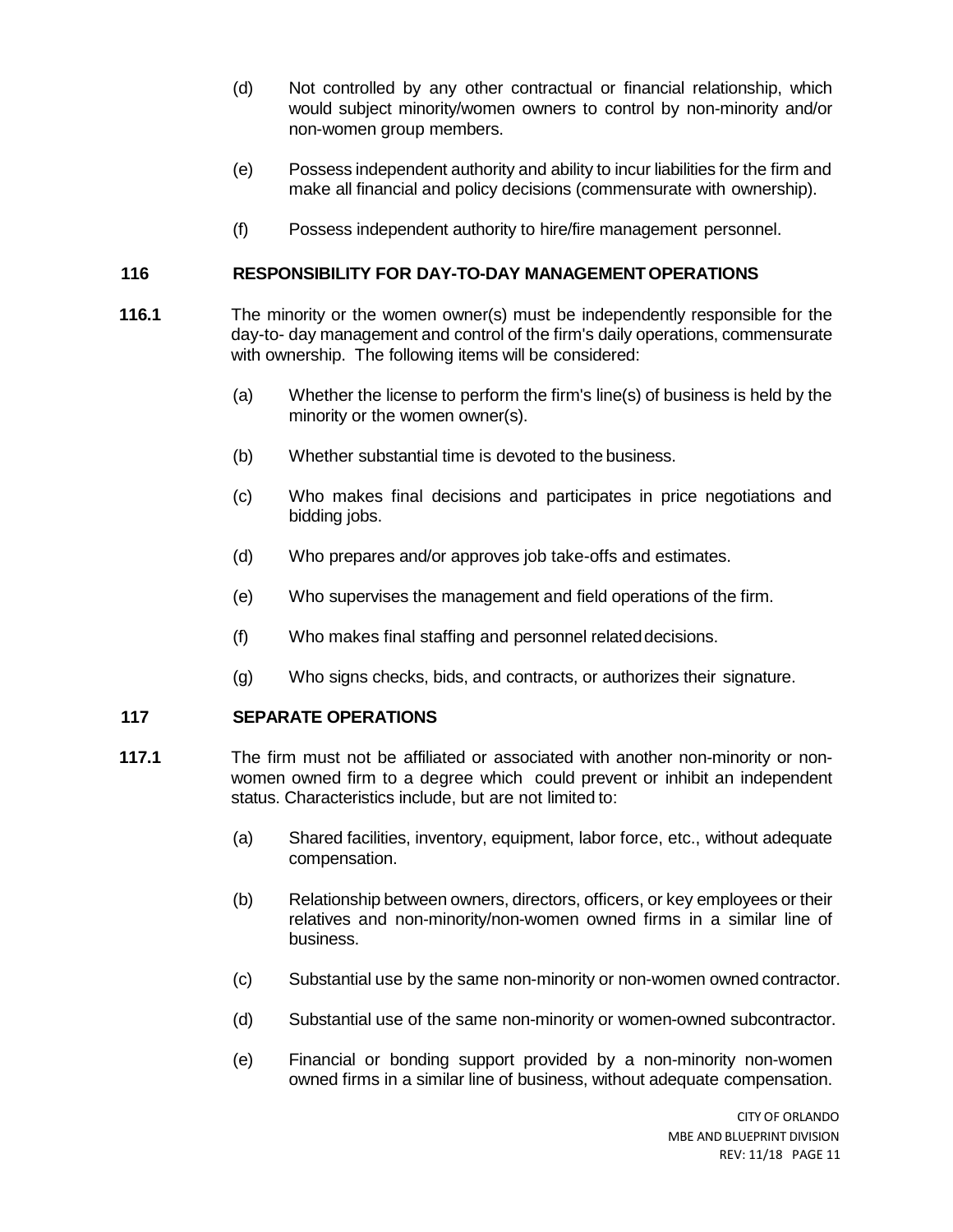(d) Not controlled by any other contractual or financial relationship, which would subject minority/women owners to control by non-minority and/or non-women group members.

(e) Possess independent authority and ability to incur liabilities for the firm and make all financial and policy decisions (commensurate with ownership).

(f) Possess independent authority to hire/fire management personnel.

**116 RESPONSIBILITY FOR DAY-TO-DAY MANAGEMENT OPERATIONS**

**116.1** The minority or the women owner(s) must be independently responsible for the day-to- day management and control of the firm's daily operations, commensurate with ownership. The following items will be considered:

(a) Whether the license to perform the firm's line(s) of business is held by the minority or the women owner(s).

(b) Whether substantial time is devoted to the business.

(c) Who makes final decisions and participates in price negotiations and bidding jobs.

(d) Who prepares and/or approves job take-offs and estimates.

(e) Who supervises the management and field operations of the firm.

(f) Who makes final staffing and personnel related decisions.

(g) Who signs checks, bids, and contracts, or authorizes their signature.

**117 SEPARATE OPERATIONS**

**117.1** The firm must not be affiliated or associated with another non-minority or non-women owned firm to a degree which could prevent or inhibit an independent status. Characteristics include, but are not limited to:

(a) Shared facilities, inventory, equipment, labor force, etc., without adequate compensation.

(b) Relationship between owners, directors, officers, or key employees or their relatives and non-minority/non-women owned firms in a similar line of business.

(c) Substantial use by the same non-minority or non-women owned contractor.

(d) Substantial use of the same non-minority or women-owned subcontractor.

(e) Financial or bonding support provided by a non-minority non-women owned firms in a similar line of business, without adequate compensation.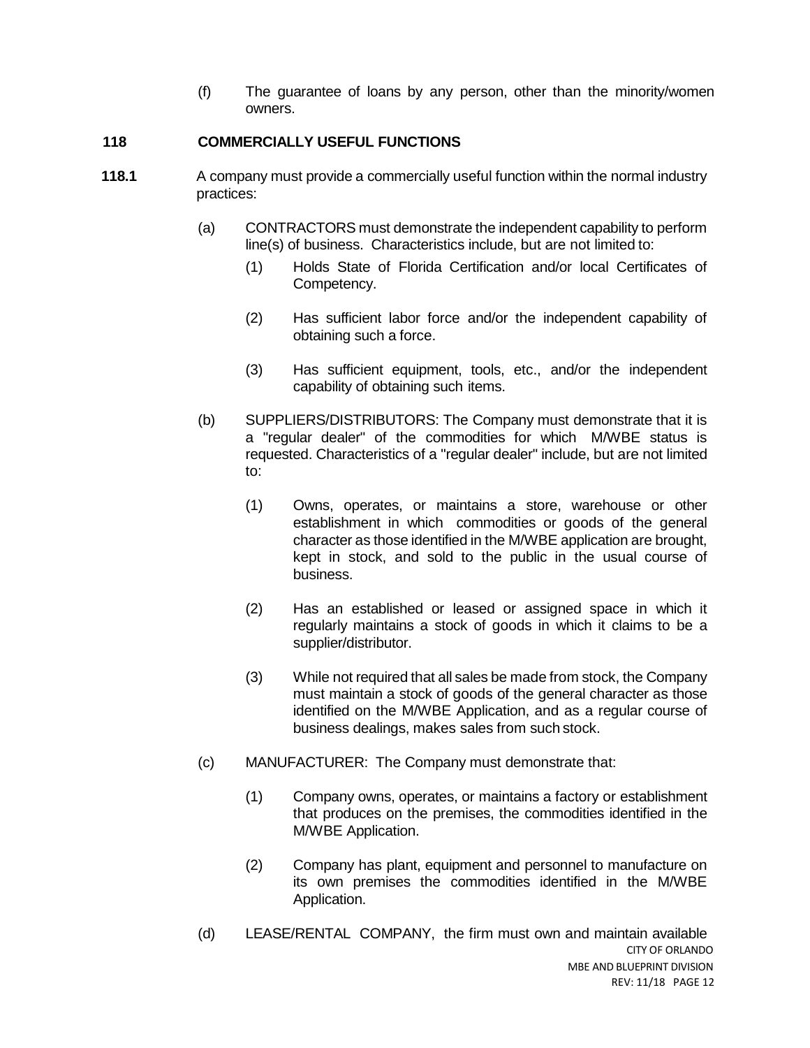(f) The guarantee of loans by any person, other than the minority/women owners.

## 118 COMMERCIALLY USEFUL FUNCTIONS

**118.1** A company must provide a commercially useful function within the normal industry practices:

(a) CONTRACTORS must demonstrate the independent capability to perform line(s) of business. Characteristics include, but are not limited to:

(1) Holds State of Florida Certification and/or local Certificates of Competency.

(2) Has sufficient labor force and/or the independent capability of obtaining such a force.

(3) Has sufficient equipment, tools, etc., and/or the independent capability of obtaining such items.

(b) SUPPLIERS/DISTRIBUTORS: The Company must demonstrate that it is a "regular dealer" of the commodities for which M/WBE status is requested. Characteristics of a "regular dealer" include, but are not limited to:

(1) Owns, operates, or maintains a store, warehouse or other establishment in which commodities or goods of the general character as those identified in the M/WBE application are brought, kept in stock, and sold to the public in the usual course of business.

(2) Has an established or leased or assigned space in which it regularly maintains a stock of goods in which it claims to be a supplier/distributor.

(3) While not required that all sales be made from stock, the Company must maintain a stock of goods of the general character as those identified on the M/WBE Application, and as a regular course of business dealings, makes sales from such stock.

(c) MANUFACTURER: The Company must demonstrate that:

(1) Company owns, operates, or maintains a factory or establishment that produces on the premises, the commodities identified in the M/WBE Application.

(2) Company has plant, equipment and personnel to manufacture on its own premises the commodities identified in the M/WBE Application.

(d) LEASE/RENTAL COMPANY, the firm must own and maintain available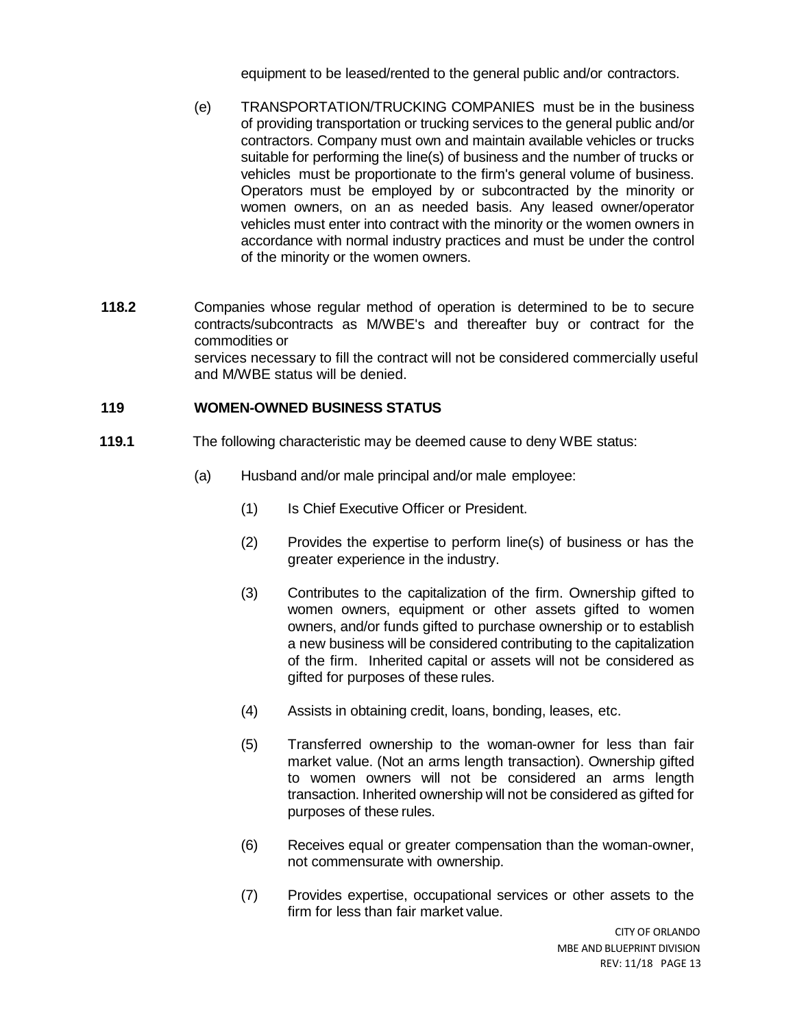equipment to be leased/rented to the general public and/or contractors.

(e) TRANSPORTATION/TRUCKING COMPANIES must be in the business of providing transportation or trucking services to the general public and/or contractors. Company must own and maintain available vehicles or trucks suitable for performing the line(s) of business and the number of trucks or vehicles must be proportionate to the firm's general volume of business. Operators must be employed by or subcontracted by the minority or women owners, on an as needed basis. Any leased owner/operator vehicles must enter into contract with the minority or the women owners in accordance with normal industry practices and must be under the control of the minority or the women owners.

**118.2** Companies whose regular method of operation is determined to be to secure contracts/subcontracts as M/WBE's and thereafter buy or contract for the commodities or services necessary to fill the contract will not be considered commercially useful and M/WBE status will be denied.

**119 WOMEN-OWNED BUSINESS STATUS**

**119.1** The following characteristic may be deemed cause to deny WBE status:

(a) Husband and/or male principal and/or male employee:

(1) Is Chief Executive Officer or President.

(2) Provides the expertise to perform line(s) of business or has the greater experience in the industry.

(3) Contributes to the capitalization of the firm. Ownership gifted to women owners, equipment or other assets gifted to women owners, and/or funds gifted to purchase ownership or to establish a new business will be considered contributing to the capitalization of the firm. Inherited capital or assets will not be considered as gifted for purposes of these rules.

(4) Assists in obtaining credit, loans, bonding, leases, etc.

(5) Transferred ownership to the woman-owner for less than fair market value. (Not an arms length transaction). Ownership gifted to women owners will not be considered an arms length transaction. Inherited ownership will not be considered as gifted for purposes of these rules.

(6) Receives equal or greater compensation than the woman-owner, not commensurate with ownership.

(7) Provides expertise, occupational services or other assets to the firm for less than fair market value.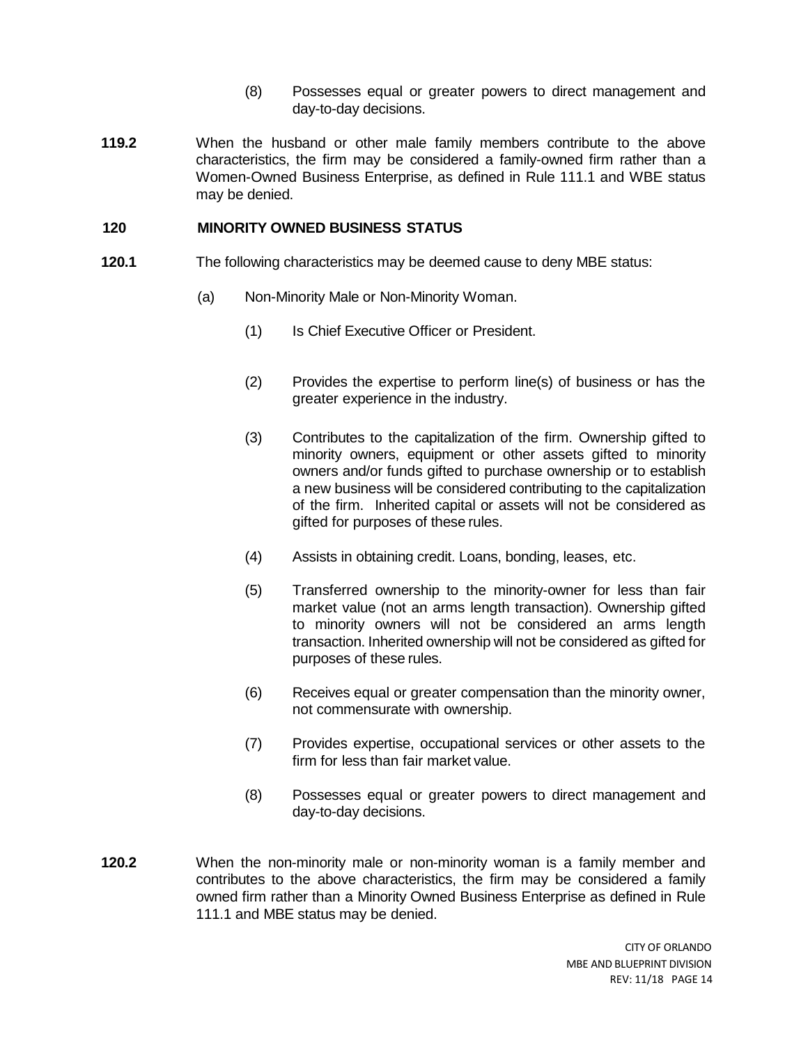(8) Possesses equal or greater powers to direct management and day-to-day decisions.

**119.2** When the husband or other male family members contribute to the above characteristics, the firm may be considered a family-owned firm rather than a Women-Owned Business Enterprise, as defined in Rule 111.1 and WBE status may be denied.

## 120 MINORITY OWNED BUSINESS STATUS

**120.1** The following characteristics may be deemed cause to deny MBE status:

(a) Non-Minority Male or Non-Minority Woman.

(1) Is Chief Executive Officer or President.

(2) Provides the expertise to perform line(s) of business or has the greater experience in the industry.

(3) Contributes to the capitalization of the firm. Ownership gifted to minority owners, equipment or other assets gifted to minority owners and/or funds gifted to purchase ownership or to establish a new business will be considered contributing to the capitalization of the firm. Inherited capital or assets will not be considered as gifted for purposes of these rules.

(4) Assists in obtaining credit. Loans, bonding, leases, etc.

(5) Transferred ownership to the minority-owner for less than fair market value (not an arms length transaction). Ownership gifted to minority owners will not be considered an arms length transaction. Inherited ownership will not be considered as gifted for purposes of these rules.

(6) Receives equal or greater compensation than the minority owner, not commensurate with ownership.

(7) Provides expertise, occupational services or other assets to the firm for less than fair market value.

(8) Possesses equal or greater powers to direct management and day-to-day decisions.

**120.2** When the non-minority male or non-minority woman is a family member and contributes to the above characteristics, the firm may be considered a family owned firm rather than a Minority Owned Business Enterprise as defined in Rule 111.1 and MBE status may be denied.